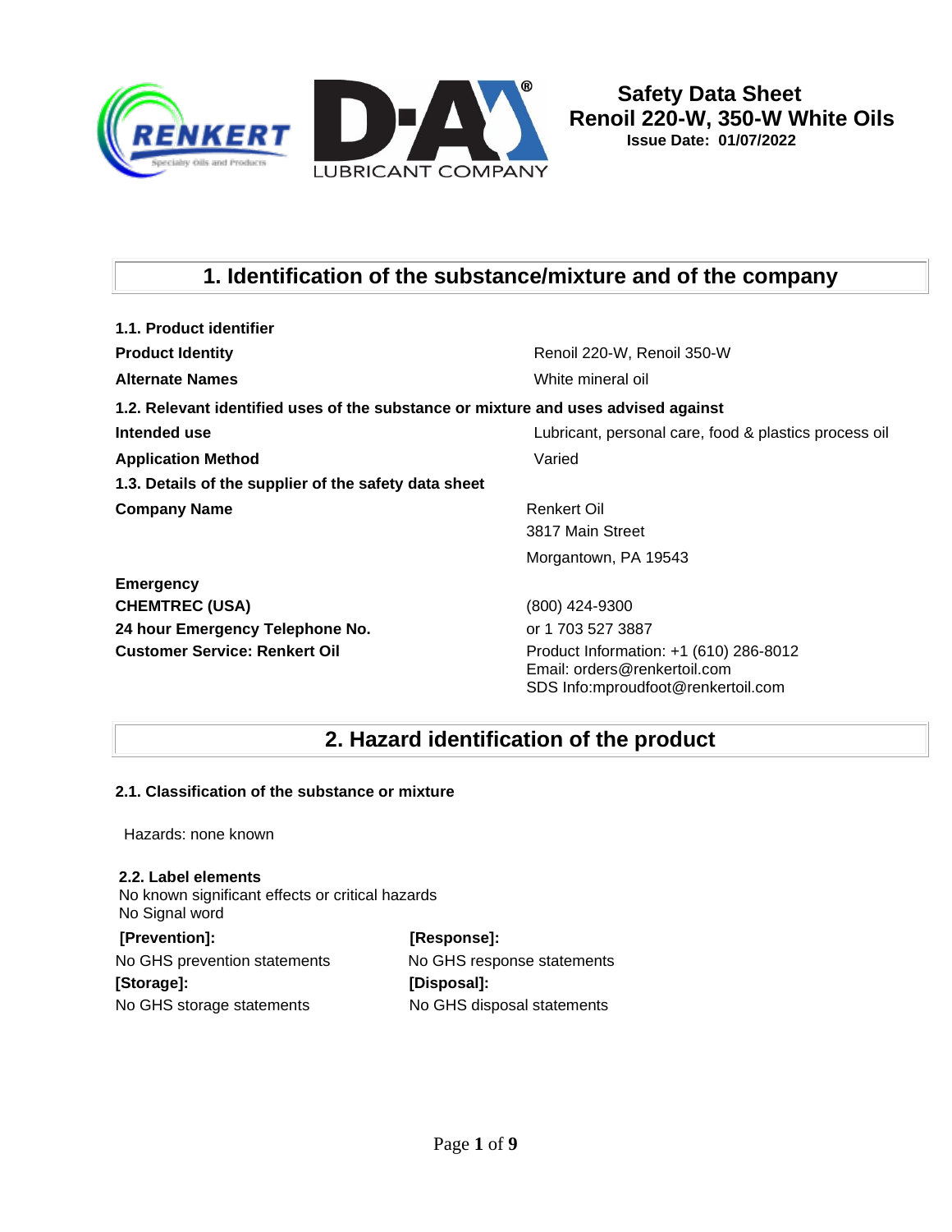# Safety Data Sheet
## Renoil 220-W, 350-W White Oils
**Issue Date: 01/07/2022**

## 1. Identification of the substance/mixture and of the company

**1.1. Product identifier**

| | |
|---|---|
| **Product Identity** | Renoil 220-W, Renoil 350-W |
| **Alternate Names** | White mineral oil |

**1.2. Relevant identified uses of the substance or mixture and uses advised against**

| | |
|---|---|
| **Intended use** | Lubricant, personal care, food & plastics process oil |
| **Application Method** | Varied |

**1.3. Details of the supplier of the safety data sheet**

| | |
|---|---|
| **Company Name** | Renkert Oil<br>3817 Main Street<br>Morgantown, PA 19543 |
| **Emergency** | |
| **CHEMTREC (USA)** | (800) 424-9300 |
| **24 hour Emergency Telephone No.** | or 1 703 527 3887 |
| **Customer Service: Renkert Oil** | Product Information: +1 (610) 286-8012<br>Email: orders@renkertoil.com<br>SDS Info:mproudfoot@renkertoil.com |

## 2. Hazard identification of the product

**2.1. Classification of the substance or mixture**

Hazards: none known

**2.2. Label elements**

No known significant effects or critical hazards
No Signal word

| **[Prevention]:** | **[Response]:** |
|---|---|
| No GHS prevention statements | No GHS response statements |
| **[Storage]:** | **[Disposal]:** |
| No GHS storage statements | No GHS disposal statements |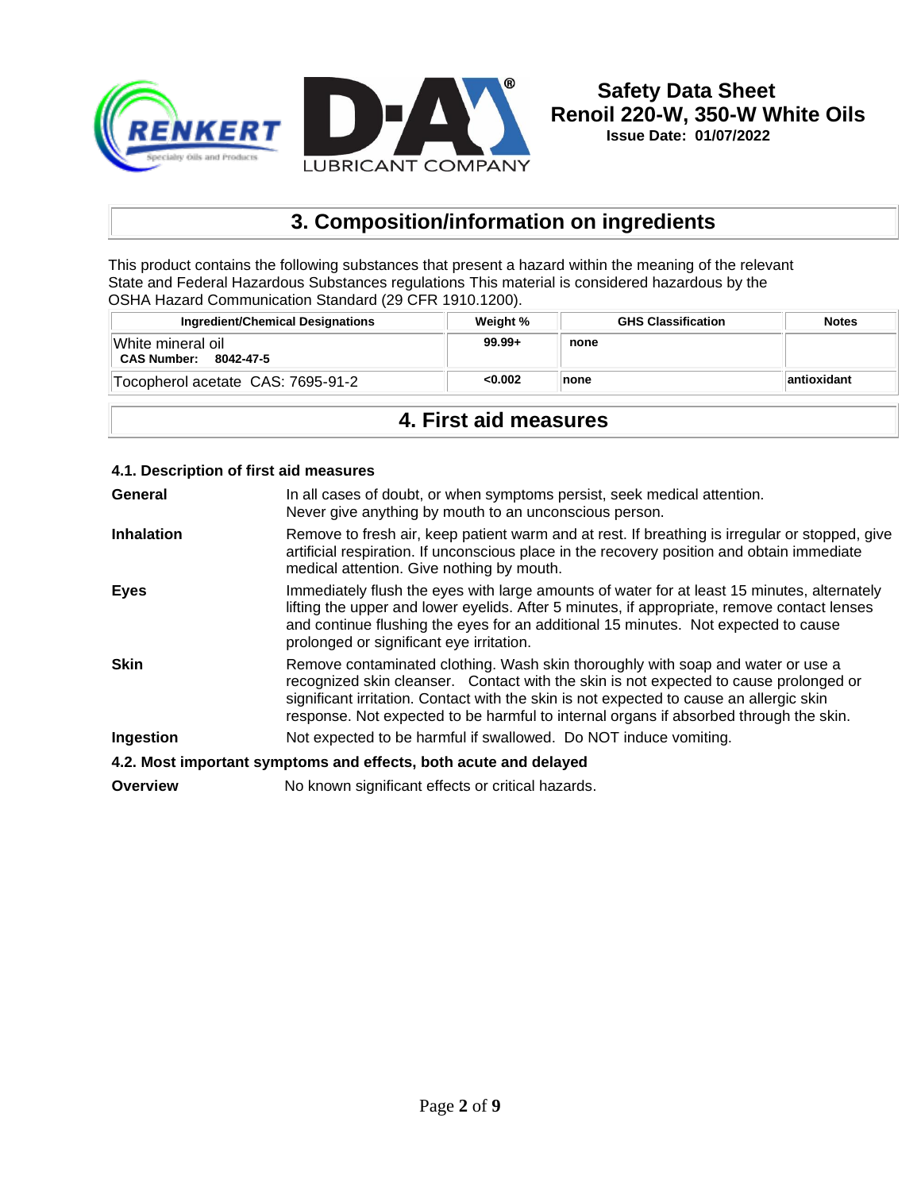## 3. Composition/information on ingredients

This product contains the following substances that present a hazard within the meaning of the relevant State and Federal Hazardous Substances regulations This material is considered hazardous by the OSHA Hazard Communication Standard (29 CFR 1910.1200).

| Ingredient/Chemical Designations | Weight % | GHS Classification | Notes |
|---|---|---|---|
| White mineral oil<br>**CAS Number: 8042-47-5** | 99.99+ | none | |
| Tocopherol acetate CAS: 7695-91-2 | <0.002 | none | antioxidant |

## 4. First aid measures

### 4.1. Description of first aid measures

**General** In all cases of doubt, or when symptoms persist, seek medical attention. Never give anything by mouth to an unconscious person.

**Inhalation** Remove to fresh air, keep patient warm and at rest. If breathing is irregular or stopped, give artificial respiration. If unconscious place in the recovery position and obtain immediate medical attention. Give nothing by mouth.

**Eyes** Immediately flush the eyes with large amounts of water for at least 15 minutes, alternately lifting the upper and lower eyelids. After 5 minutes, if appropriate, remove contact lenses and continue flushing the eyes for an additional 15 minutes. Not expected to cause prolonged or significant eye irritation.

**Skin** Remove contaminated clothing. Wash skin thoroughly with soap and water or use a recognized skin cleanser. Contact with the skin is not expected to cause prolonged or significant irritation. Contact with the skin is not expected to cause an allergic skin response. Not expected to be harmful to internal organs if absorbed through the skin.

**Ingestion** Not expected to be harmful if swallowed. Do NOT induce vomiting.

### 4.2. Most important symptoms and effects, both acute and delayed

**Overview** No known significant effects or critical hazards.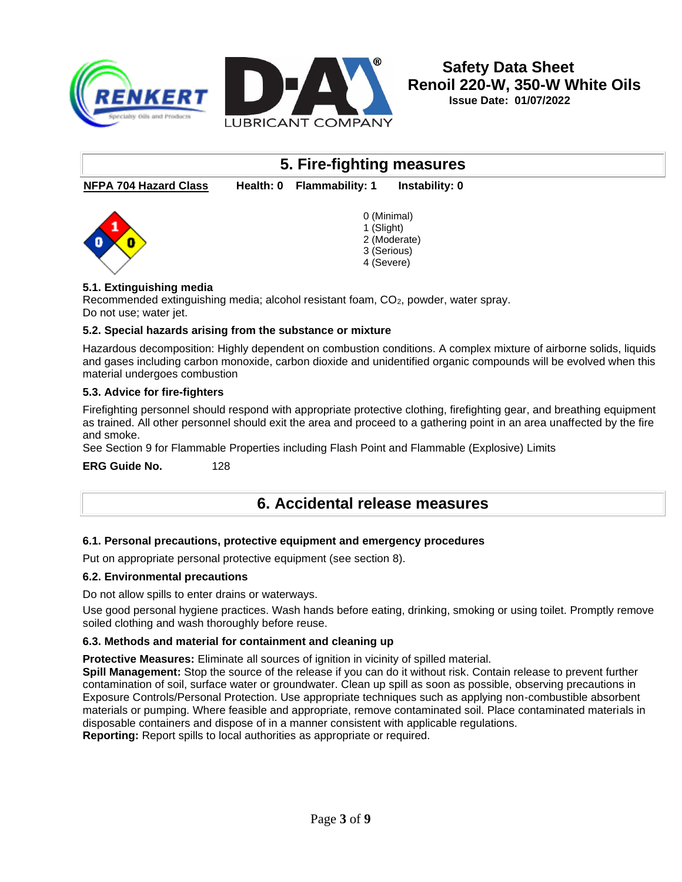## 5. Fire-fighting measures

**NFPA 704 Hazard Class** **Health: 0** **Flammability: 1** **Instability: 0**

0 (Minimal)
1 (Slight)
2 (Moderate)
3 (Serious)
4 (Severe)

### 5.1. Extinguishing media

Recommended extinguishing media; alcohol resistant foam, $CO_2$, powder, water spray.
Do not use; water jet.

### 5.2. Special hazards arising from the substance or mixture

Hazardous decomposition: Highly dependent on combustion conditions. A complex mixture of airborne solids, liquids and gases including carbon monoxide, carbon dioxide and unidentified organic compounds will be evolved when this material undergoes combustion

### 5.3. Advice for fire-fighters

Firefighting personnel should respond with appropriate protective clothing, firefighting gear, and breathing equipment as trained. All other personnel should exit the area and proceed to a gathering point in an area unaffected by the fire and smoke.
See Section 9 for Flammable Properties including Flash Point and Flammable (Explosive) Limits

**ERG Guide No.** 128

## 6. Accidental release measures

### 6.1. Personal precautions, protective equipment and emergency procedures

Put on appropriate personal protective equipment (see section 8).

### 6.2. Environmental precautions

Do not allow spills to enter drains or waterways.

Use good personal hygiene practices. Wash hands before eating, drinking, smoking or using toilet. Promptly remove soiled clothing and wash thoroughly before reuse.

### 6.3. Methods and material for containment and cleaning up

**Protective Measures:** Eliminate all sources of ignition in vicinity of spilled material.
**Spill Management:** Stop the source of the release if you can do it without risk. Contain release to prevent further contamination of soil, surface water or groundwater. Clean up spill as soon as possible, observing precautions in Exposure Controls/Personal Protection. Use appropriate techniques such as applying non-combustible absorbent materials or pumping. Where feasible and appropriate, remove contaminated soil. Place contaminated materials in disposable containers and dispose of in a manner consistent with applicable regulations.
**Reporting:** Report spills to local authorities as appropriate or required.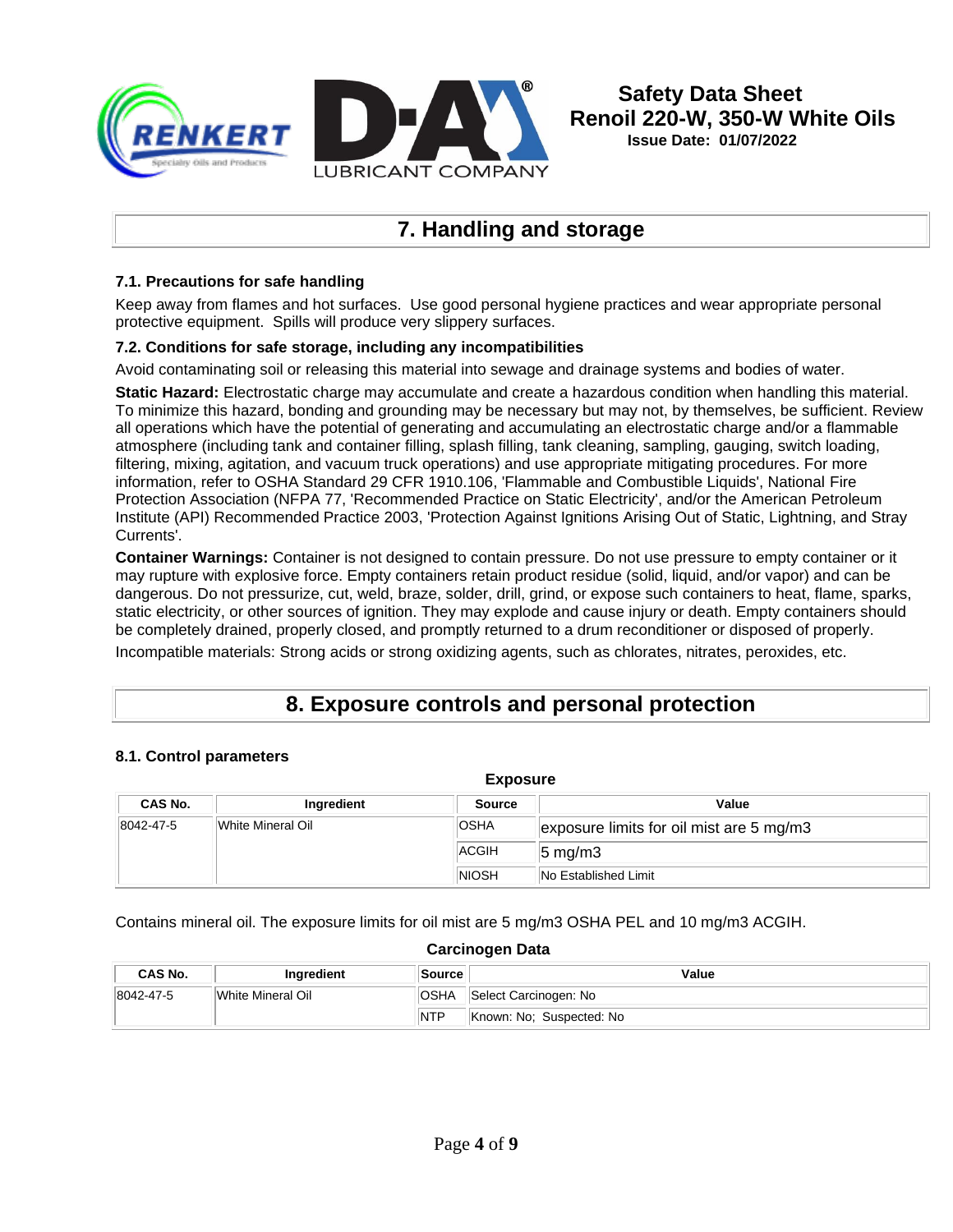## 7. Handling and storage

### 7.1. Precautions for safe handling

Keep away from flames and hot surfaces. Use good personal hygiene practices and wear appropriate personal protective equipment. Spills will produce very slippery surfaces.

### 7.2. Conditions for safe storage, including any incompatibilities

Avoid contaminating soil or releasing this material into sewage and drainage systems and bodies of water.

**Static Hazard:** Electrostatic charge may accumulate and create a hazardous condition when handling this material. To minimize this hazard, bonding and grounding may be necessary but may not, by themselves, be sufficient. Review all operations which have the potential of generating and accumulating an electrostatic charge and/or a flammable atmosphere (including tank and container filling, splash filling, tank cleaning, sampling, gauging, switch loading, filtering, mixing, agitation, and vacuum truck operations) and use appropriate mitigating procedures. For more information, refer to OSHA Standard 29 CFR 1910.106, 'Flammable and Combustible Liquids', National Fire Protection Association (NFPA 77, 'Recommended Practice on Static Electricity', and/or the American Petroleum Institute (API) Recommended Practice 2003, 'Protection Against Ignitions Arising Out of Static, Lightning, and Stray Currents'.

**Container Warnings:** Container is not designed to contain pressure. Do not use pressure to empty container or it may rupture with explosive force. Empty containers retain product residue (solid, liquid, and/or vapor) and can be dangerous. Do not pressurize, cut, weld, braze, solder, drill, grind, or expose such containers to heat, flame, sparks, static electricity, or other sources of ignition. They may explode and cause injury or death. Empty containers should be completely drained, properly closed, and promptly returned to a drum reconditioner or disposed of properly.

Incompatible materials: Strong acids or strong oxidizing agents, such as chlorates, nitrates, peroxides, etc.

## 8. Exposure controls and personal protection

### 8.1. Control parameters

**Exposure**

| CAS No. | Ingredient | Source | Value |
|---|---|---|---|
| 8042-47-5 | White Mineral Oil | OSHA | exposure limits for oil mist are 5 mg/m3 |
| | | ACGIH | 5 mg/m3 |
| | | NIOSH | No Established Limit |

Contains mineral oil. The exposure limits for oil mist are 5 mg/m3 OSHA PEL and 10 mg/m3 ACGIH.

**Carcinogen Data**

| CAS No. | Ingredient | Source | Value |
|---|---|---|---|
| 8042-47-5 | White Mineral Oil | OSHA | Select Carcinogen: No |
| | | NTP | Known: No; Suspected: No |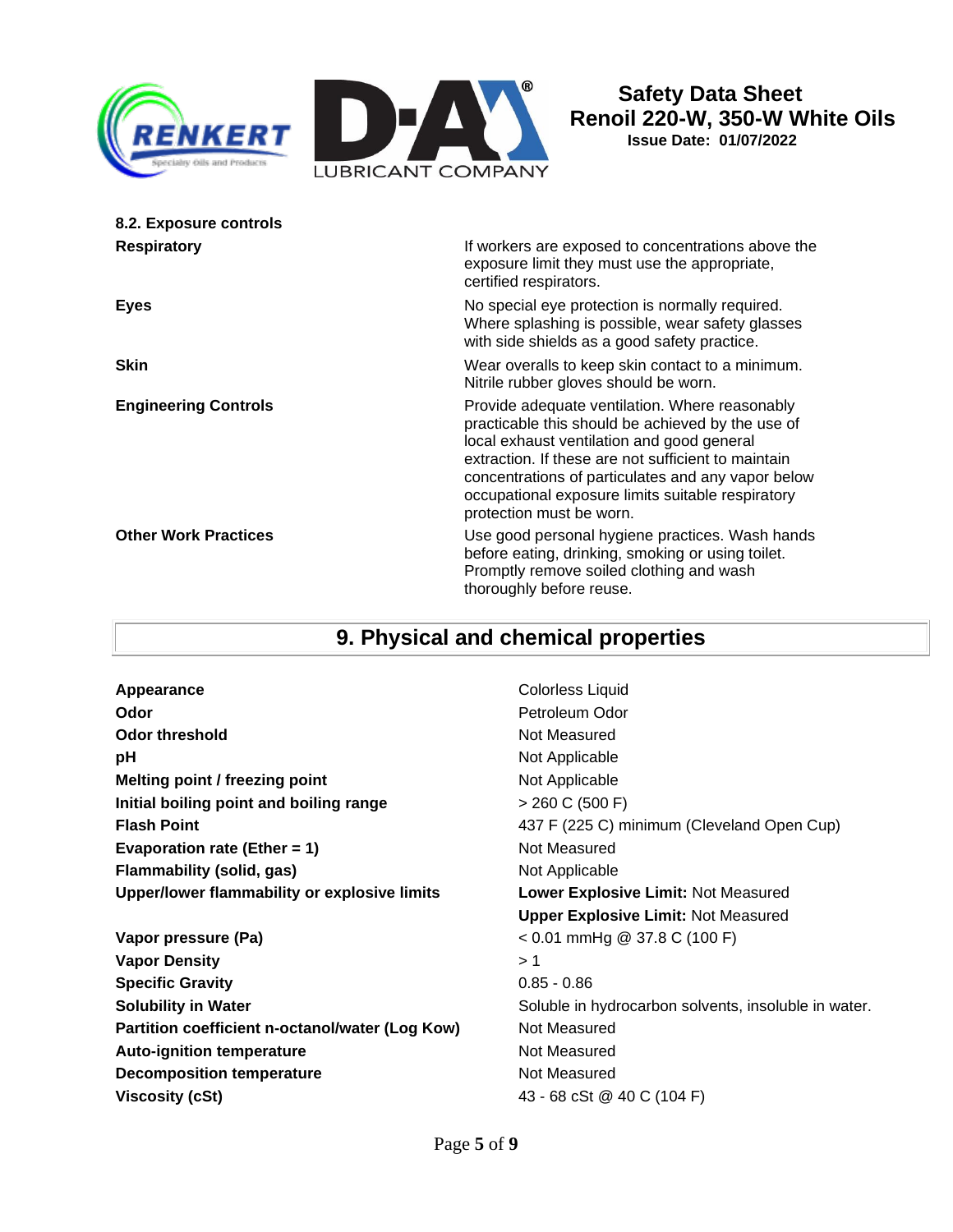### 8.2. Exposure controls

| | |
|---|---|
| **Respiratory** | If workers are exposed to concentrations above the exposure limit they must use the appropriate, certified respirators. |
| **Eyes** | No special eye protection is normally required. Where splashing is possible, wear safety glasses with side shields as a good safety practice. |
| **Skin** | Wear overalls to keep skin contact to a minimum. Nitrile rubber gloves should be worn. |
| **Engineering Controls** | Provide adequate ventilation. Where reasonably practicable this should be achieved by the use of local exhaust ventilation and good general extraction. If these are not sufficient to maintain concentrations of particulates and any vapor below occupational exposure limits suitable respiratory protection must be worn. |
| **Other Work Practices** | Use good personal hygiene practices. Wash hands before eating, drinking, smoking or using toilet. Promptly remove soiled clothing and wash thoroughly before reuse. |

## 9. Physical and chemical properties

| | |
|---|---|
| **Appearance** | Colorless Liquid |
| **Odor** | Petroleum Odor |
| **Odor threshold** | Not Measured |
| **pH** | Not Applicable |
| **Melting point / freezing point** | Not Applicable |
| **Initial boiling point and boiling range** | > 260 C (500 F) |
| **Flash Point** | 437 F (225 C) minimum (Cleveland Open Cup) |
| **Evaporation rate (Ether = 1)** | Not Measured |
| **Flammability (solid, gas)** | Not Applicable |
| **Upper/lower flammability or explosive limits** | **Lower Explosive Limit:** Not Measured<br>**Upper Explosive Limit:** Not Measured |
| **Vapor pressure (Pa)** | < 0.01 mmHg @ 37.8 C (100 F) |
| **Vapor Density** | > 1 |
| **Specific Gravity** | 0.85 - 0.86 |
| **Solubility in Water** | Soluble in hydrocarbon solvents, insoluble in water. |
| **Partition coefficient n-octanol/water (Log Kow)** | Not Measured |
| **Auto-ignition temperature** | Not Measured |
| **Decomposition temperature** | Not Measured |
| **Viscosity (cSt)** | 43 - 68 cSt @ 40 C (104 F) |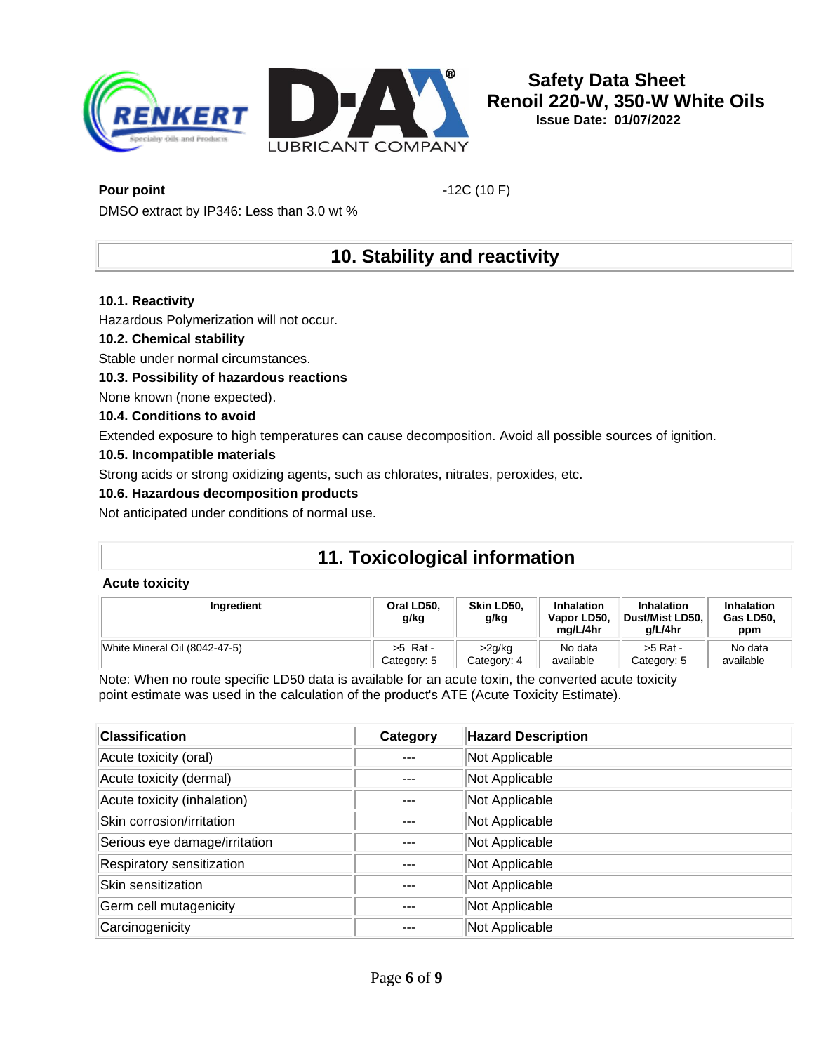**Pour point** -12C (10 F)

DMSO extract by IP346: Less than 3.0 wt %

## 10. Stability and reactivity

**10.1. Reactivity**

Hazardous Polymerization will not occur.

**10.2. Chemical stability**

Stable under normal circumstances.

**10.3. Possibility of hazardous reactions**

None known (none expected).

**10.4. Conditions to avoid**

Extended exposure to high temperatures can cause decomposition. Avoid all possible sources of ignition.

**10.5. Incompatible materials**

Strong acids or strong oxidizing agents, such as chlorates, nitrates, peroxides, etc.

**10.6. Hazardous decomposition products**

Not anticipated under conditions of normal use.

## 11. Toxicological information

**Acute toxicity**

| Ingredient | Oral LD50, g/kg | Skin LD50, g/kg | Inhalation Vapor LD50, mg/L/4hr | Inhalation Dust/Mist LD50, g/L/4hr | Inhalation Gas LD50, ppm |
|---|---|---|---|---|---|
| White Mineral Oil (8042-47-5) | >5 Rat - Category: 5 | >2g/kg Category: 4 | No data available | >5 Rat - Category: 5 | No data available |

Note: When no route specific LD50 data is available for an acute toxin, the converted acute toxicity point estimate was used in the calculation of the product's ATE (Acute Toxicity Estimate).

| Classification | Category | Hazard Description |
|---|---|---|
| Acute toxicity (oral) | --- | Not Applicable |
| Acute toxicity (dermal) | --- | Not Applicable |
| Acute toxicity (inhalation) | --- | Not Applicable |
| Skin corrosion/irritation | --- | Not Applicable |
| Serious eye damage/irritation | --- | Not Applicable |
| Respiratory sensitization | --- | Not Applicable |
| Skin sensitization | --- | Not Applicable |
| Germ cell mutagenicity | --- | Not Applicable |
| Carcinogenicity | --- | Not Applicable |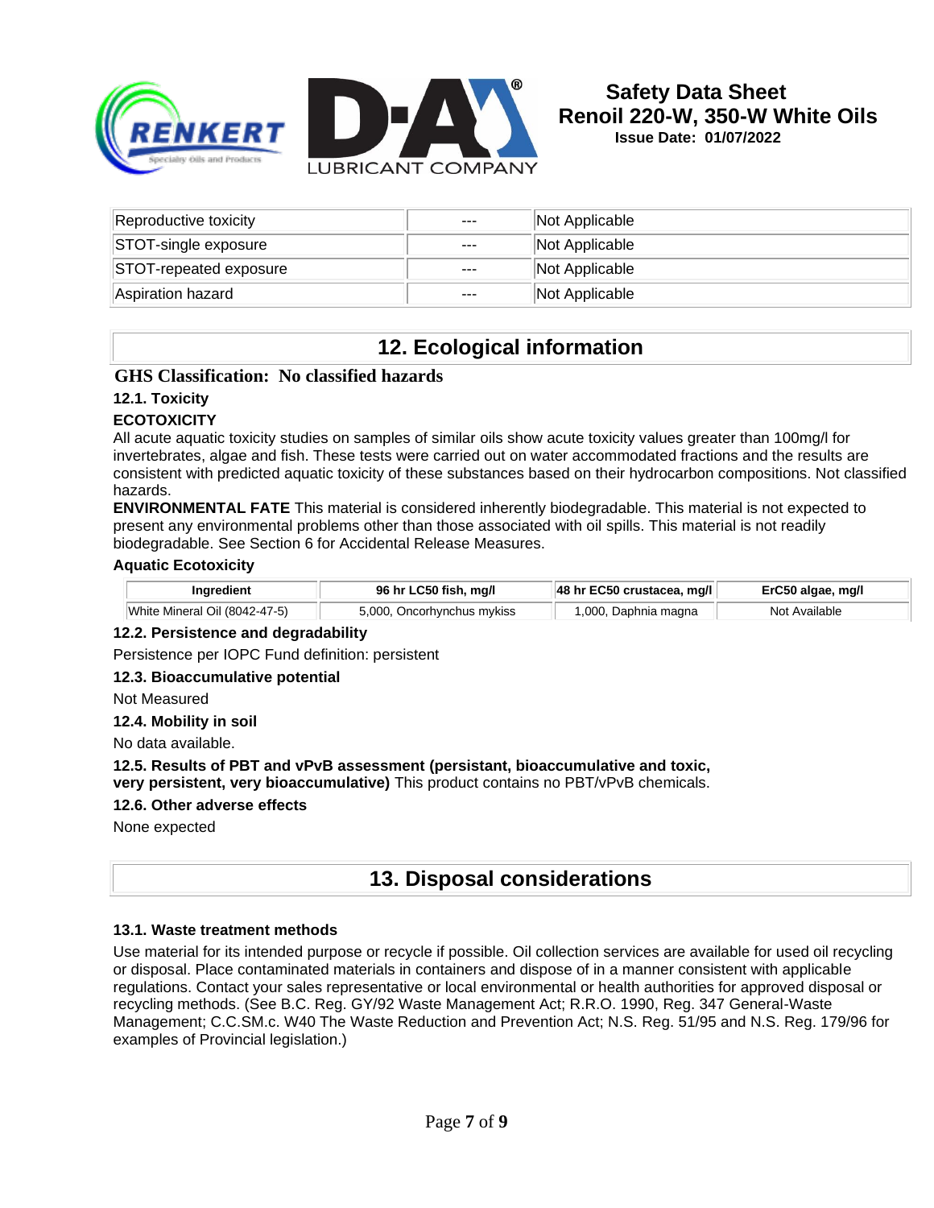| Reproductive toxicity | --- | Not Applicable |
| --- | --- | --- |
| STOT-single exposure | --- | Not Applicable |
| STOT-repeated exposure | --- | Not Applicable |
| Aspiration hazard | --- | Not Applicable |

## 12. Ecological information

**GHS Classification: No classified hazards**

### 12.1. Toxicity

**ECOTOXICITY**

All acute aquatic toxicity studies on samples of similar oils show acute toxicity values greater than 100mg/l for invertebrates, algae and fish. These tests were carried out on water accommodated fractions and the results are consistent with predicted aquatic toxicity of these substances based on their hydrocarbon compositions. Not classified hazards.

**ENVIRONMENTAL FATE** This material is considered inherently biodegradable. This material is not expected to present any environmental problems other than those associated with oil spills. This material is not readily biodegradable. See Section 6 for Accidental Release Measures.

**Aquatic Ecotoxicity**

| Ingredient | 96 hr LC50 fish, mg/l | 48 hr EC50 crustacea, mg/l | ErC50 algae, mg/l |
| --- | --- | --- | --- |
| White Mineral Oil (8042-47-5) | 5,000, Oncorhynchus mykiss | 1,000, Daphnia magna | Not Available |

### 12.2. Persistence and degradability

Persistence per IOPC Fund definition: persistent

### 12.3. Bioaccumulative potential

Not Measured

### 12.4. Mobility in soil

No data available.

### 12.5. Results of PBT and vPvB assessment (persistant, bioaccumulative and toxic, very persistent, very bioaccumulative)

This product contains no PBT/vPvB chemicals.

### 12.6. Other adverse effects

None expected

## 13. Disposal considerations

### 13.1. Waste treatment methods

Use material for its intended purpose or recycle if possible. Oil collection services are available for used oil recycling or disposal. Place contaminated materials in containers and dispose of in a manner consistent with applicable regulations. Contact your sales representative or local environmental or health authorities for approved disposal or recycling methods. (See B.C. Reg. GY/92 Waste Management Act; R.R.O. 1990, Reg. 347 General-Waste Management; C.C.SM.c. W40 The Waste Reduction and Prevention Act; N.S. Reg. 51/95 and N.S. Reg. 179/96 for examples of Provincial legislation.)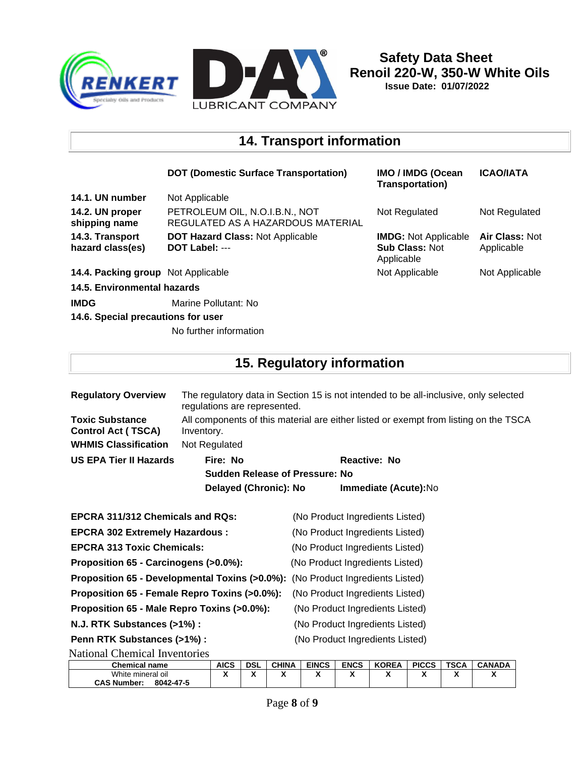# 14. Transport information

| | DOT (Domestic Surface Transportation) | IMO / IMDG (Ocean Transportation) | ICAO/IATA |
|---|---|---|---|
| **14.1. UN number** | Not Applicable | | |
| **14.2. UN proper shipping name** | PETROLEUM OIL, N.O.I.B.N., NOT REGULATED AS A HAZARDOUS MATERIAL | Not Regulated | Not Regulated |
| **14.3. Transport hazard class(es)** | **DOT Hazard Class:** Not Applicable<br>**DOT Label:** --- | **IMDG:** Not Applicable<br>**Sub Class:** Not Applicable | **Air Class:** Not Applicable |
| **14.4. Packing group** | Not Applicable | Not Applicable | Not Applicable |

**14.5. Environmental hazards**

**IMDG** Marine Pollutant: No

**14.6. Special precautions for user**

No further information

# 15. Regulatory information

**Regulatory Overview** The regulatory data in Section 15 is not intended to be all-inclusive, only selected regulations are represented.

**Toxic Substance Control Act ( TSCA)** All components of this material are either listed or exempt from listing on the TSCA Inventory.

**WHMIS Classification** Not Regulated

**US EPA Tier II Hazards**

**Fire: No** **Reactive: No**

**Sudden Release of Pressure: No**

**Delayed (Chronic): No** **Immediate (Acute):**No

| | |
|---|---|
| **EPCRA 311/312 Chemicals and RQs:** | (No Product Ingredients Listed) |
| **EPCRA 302 Extremely Hazardous :** | (No Product Ingredients Listed) |
| **EPCRA 313 Toxic Chemicals:** | (No Product Ingredients Listed) |
| **Proposition 65 - Carcinogens (>0.0%):** | (No Product Ingredients Listed) |
| **Proposition 65 - Developmental Toxins (>0.0%):** | (No Product Ingredients Listed) |
| **Proposition 65 - Female Repro Toxins (>0.0%):** | (No Product Ingredients Listed) |
| **Proposition 65 - Male Repro Toxins (>0.0%):** | (No Product Ingredients Listed) |
| **N.J. RTK Substances (>1%) :** | (No Product Ingredients Listed) |
| **Penn RTK Substances (>1%) :** | (No Product Ingredients Listed) |

National Chemical Inventories

| Chemical name | AICS | DSL | CHINA | EINCS | ENCS | KOREA | PICCS | TSCA | CANADA |
|---|---|---|---|---|---|---|---|---|---|
| White mineral oil<br>**CAS Number: 8042-47-5** | X | X | X | X | X | X | X | X | X |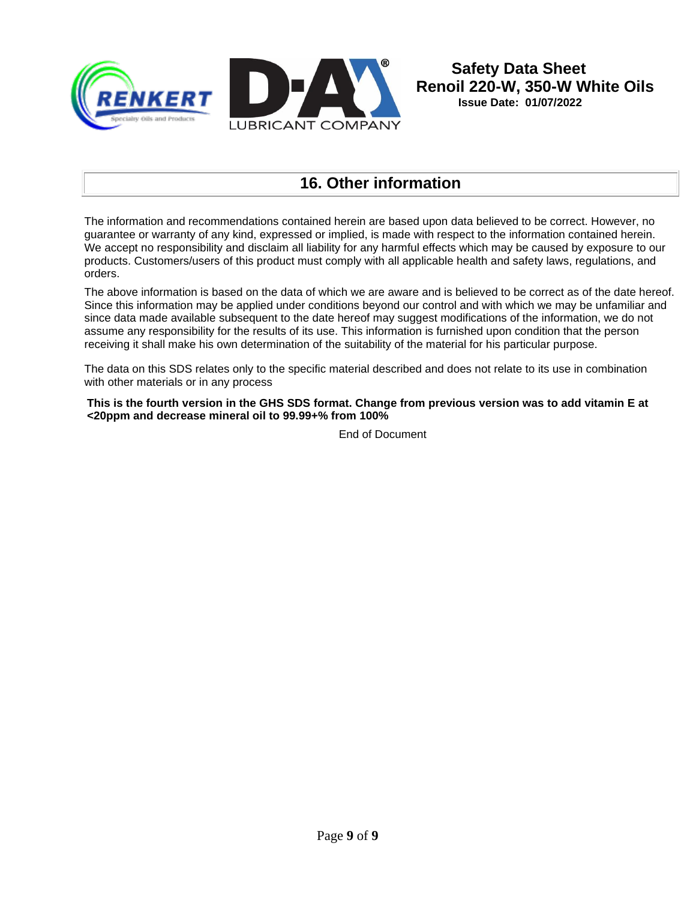## 16. Other information

The information and recommendations contained herein are based upon data believed to be correct. However, no guarantee or warranty of any kind, expressed or implied, is made with respect to the information contained herein. We accept no responsibility and disclaim all liability for any harmful effects which may be caused by exposure to our products. Customers/users of this product must comply with all applicable health and safety laws, regulations, and orders.

The above information is based on the data of which we are aware and is believed to be correct as of the date hereof. Since this information may be applied under conditions beyond our control and with which we may be unfamiliar and since data made available subsequent to the date hereof may suggest modifications of the information, we do not assume any responsibility for the results of its use. This information is furnished upon condition that the person receiving it shall make his own determination of the suitability of the material for his particular purpose.

The data on this SDS relates only to the specific material described and does not relate to its use in combination with other materials or in any process

**This is the fourth version in the GHS SDS format. Change from previous version was to add vitamin E at <20ppm and decrease mineral oil to 99.99+% from 100%**

End of Document